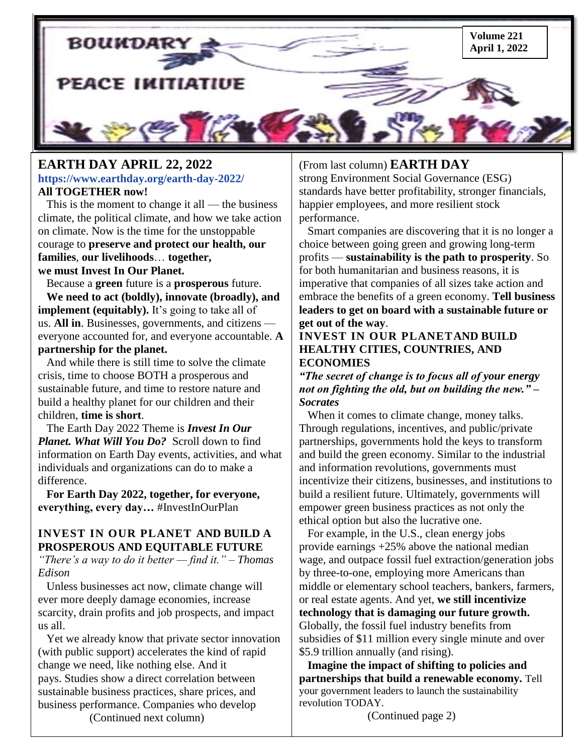# BOUNDARY PEACE INITIATIVE

**Volume 221**
**April 1, 2022**

## EARTH DAY APRIL 22, 2022

**https://www.earthday.org/earth-day-2022/**

**All TOGETHER now!**

This is the moment to change it all — the business climate, the political climate, and how we take action on climate. Now is the time for the unstoppable courage to **preserve and protect our health, our families**, **our livelihoods**… **together, we must Invest In Our Planet.**

Because a **green** future is a **prosperous** future.

**We need to act (boldly), innovate (broadly), and implement (equitably).** It's going to take all of us. **All in**. Businesses, governments, and citizens — everyone accounted for, and everyone accountable. **A partnership for the planet.**

And while there is still time to solve the climate crisis, time to choose BOTH a prosperous and sustainable future, and time to restore nature and build a healthy planet for our children and their children, **time is short**.

The Earth Day 2022 Theme is ***Invest In Our Planet. What Will You Do?*** Scroll down to find information on Earth Day events, activities, and what individuals and organizations can do to make a difference.

**For Earth Day 2022, together, for everyone, everything, every day…** #InvestInOurPlan

### INVEST IN OUR PLANET AND BUILD A PROSPEROUS AND EQUITABLE FUTURE

*"There's a way to do it better — find it." – Thomas Edison*

Unless businesses act now, climate change will ever more deeply damage economies, increase scarcity, drain profits and job prospects, and impact us all.

Yet we already know that private sector innovation (with public support) accelerates the kind of rapid change we need, like nothing else. And it pays. Studies show a direct correlation between sustainable business practices, share prices, and business performance. Companies who develop strong Environment Social Governance (ESG) standards have better profitability, stronger financials, happier employees, and more resilient stock performance.

Smart companies are discovering that it is no longer a choice between going green and growing long-term profits — **sustainability is the path to prosperity**. So for both humanitarian and business reasons, it is imperative that companies of all sizes take action and embrace the benefits of a green economy. **Tell business leaders to get on board with a sustainable future or get out of the way**.

### INVEST IN OUR PLANETAND BUILD HEALTHY CITIES, COUNTRIES, AND ECONOMIES

***"The secret of change is to focus all of your energy not on fighting the old, but on building the new." – Socrates***

When it comes to climate change, money talks. Through regulations, incentives, and public/private partnerships, governments hold the keys to transform and build the green economy. Similar to the industrial and information revolutions, governments must incentivize their citizens, businesses, and institutions to build a resilient future. Ultimately, governments will empower green business practices as not only the ethical option but also the lucrative one.

For example, in the U.S., clean energy jobs provide earnings +25% above the national median wage, and outpace fossil fuel extraction/generation jobs by three-to-one, employing more Americans than middle or elementary school teachers, bankers, farmers, or real estate agents. And yet, **we still incentivize technology that is damaging our future growth.** Globally, the fossil fuel industry benefits from subsidies of $11 million every single minute and over $5.9 trillion annually (and rising).

**Imagine the impact of shifting to policies and partnerships that build a renewable economy.** Tell your government leaders to launch the sustainability revolution TODAY.

(Continued page 2)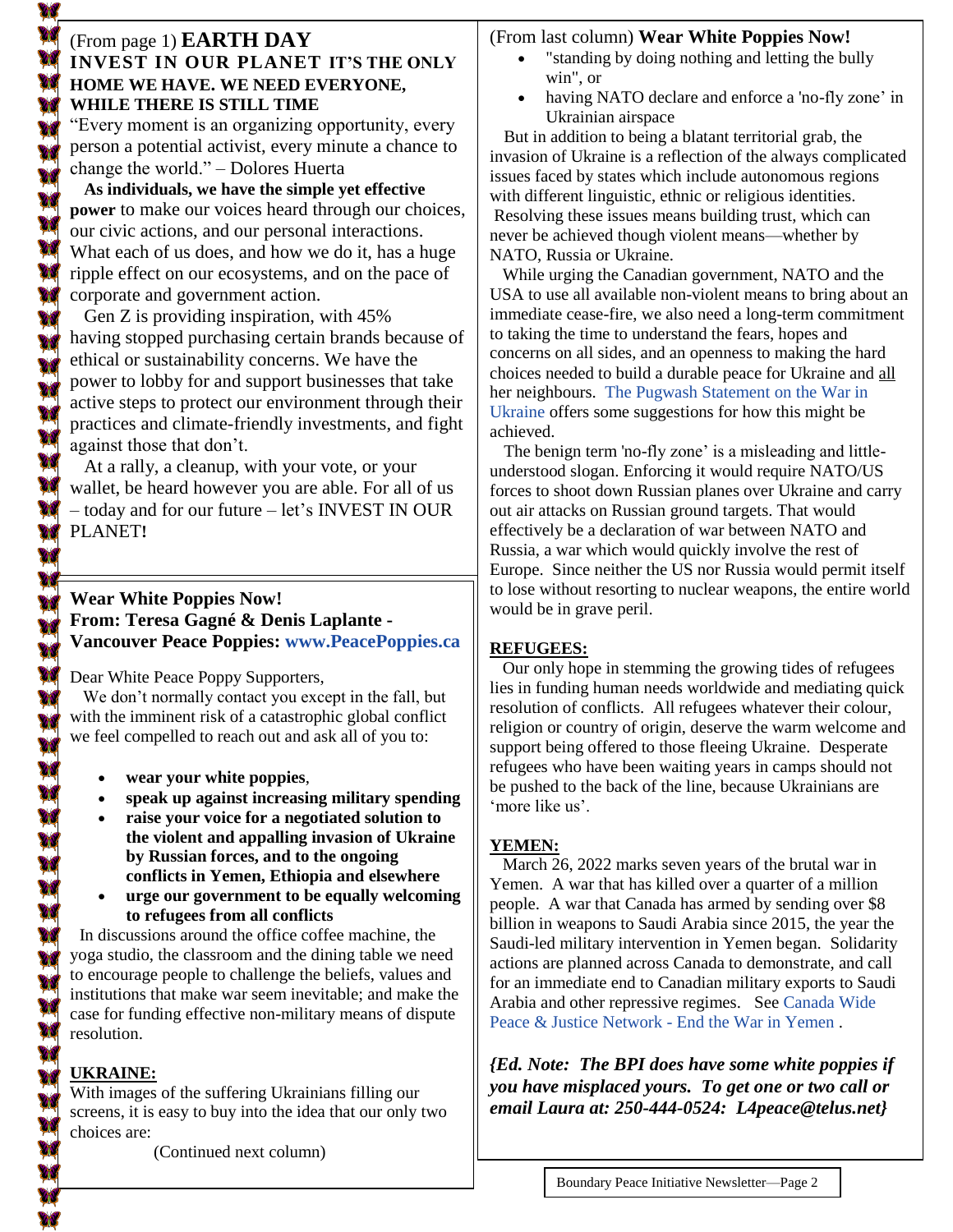(From page 1) **EARTH DAY**

**INVEST IN OUR PLANET IT'S THE ONLY HOME WE HAVE. WE NEED EVERYONE, WHILE THERE IS STILL TIME**

"Every moment is an organizing opportunity, every person a potential activist, every minute a chance to change the world." – Dolores Huerta

**As individuals, we have the simple yet effective power** to make our voices heard through our choices, our civic actions, and our personal interactions. What each of us does, and how we do it, has a huge ripple effect on our ecosystems, and on the pace of corporate and government action.

Gen Z is providing inspiration, with 45% having stopped purchasing certain brands because of ethical or sustainability concerns. We have the power to lobby for and support businesses that take active steps to protect our environment through their practices and climate-friendly investments, and fight against those that don't.

At a rally, a cleanup, with your vote, or your wallet, be heard however you are able. For all of us – today and for our future – let's INVEST IN OUR PLANET**!**

## Wear White Poppies Now!

**From: Teresa Gagné & Denis Laplante - Vancouver Peace Poppies: www.PeacePoppies.ca**

Dear White Peace Poppy Supporters,

We don't normally contact you except in the fall, but with the imminent risk of a catastrophic global conflict we feel compelled to reach out and ask all of you to:

- **wear your white poppies**,
- **speak up against increasing military spending**
- **raise your voice for a negotiated solution to the violent and appalling invasion of Ukraine by Russian forces, and to the ongoing conflicts in Yemen, Ethiopia and elsewhere**
- **urge our government to be equally welcoming to refugees from all conflicts**

In discussions around the office coffee machine, the yoga studio, the classroom and the dining table we need to encourage people to challenge the beliefs, values and institutions that make war seem inevitable; and make the case for funding effective non-military means of dispute resolution.

**UKRAINE:**

With images of the suffering Ukrainians filling our screens, it is easy to buy into the idea that our only two choices are:

- "standing by doing nothing and letting the bully win", or
- having NATO declare and enforce a 'no-fly zone' in Ukrainian airspace

But in addition to being a blatant territorial grab, the invasion of Ukraine is a reflection of the always complicated issues faced by states which include autonomous regions with different linguistic, ethnic or religious identities. Resolving these issues means building trust, which can never be achieved though violent means—whether by NATO, Russia or Ukraine.

While urging the Canadian government, NATO and the USA to use all available non-violent means to bring about an immediate cease-fire, we also need a long-term commitment to taking the time to understand the fears, hopes and concerns on all sides, and an openness to making the hard choices needed to build a durable peace for Ukraine and all her neighbours. The Pugwash Statement on the War in Ukraine offers some suggestions for how this might be achieved.

The benign term 'no-fly zone' is a misleading and little-understood slogan. Enforcing it would require NATO/US forces to shoot down Russian planes over Ukraine and carry out air attacks on Russian ground targets. That would effectively be a declaration of war between NATO and Russia, a war which would quickly involve the rest of Europe. Since neither the US nor Russia would permit itself to lose without resorting to nuclear weapons, the entire world would be in grave peril.

**REFUGEES:**

Our only hope in stemming the growing tides of refugees lies in funding human needs worldwide and mediating quick resolution of conflicts. All refugees whatever their colour, religion or country of origin, deserve the warm welcome and support being offered to those fleeing Ukraine. Desperate refugees who have been waiting years in camps should not be pushed to the back of the line, because Ukrainians are 'more like us'.

**YEMEN:**

March 26, 2022 marks seven years of the brutal war in Yemen. A war that has killed over a quarter of a million people. A war that Canada has armed by sending over $8 billion in weapons to Saudi Arabia since 2015, the year the Saudi-led military intervention in Yemen began. Solidarity actions are planned across Canada to demonstrate, and call for an immediate end to Canadian military exports to Saudi Arabia and other repressive regimes. See Canada Wide Peace & Justice Network - End the War in Yemen .

***{Ed. Note: The BPI does have some white poppies if you have misplaced yours. To get one or two call or email Laura at: 250-444-0524: L4peace@telus.net}***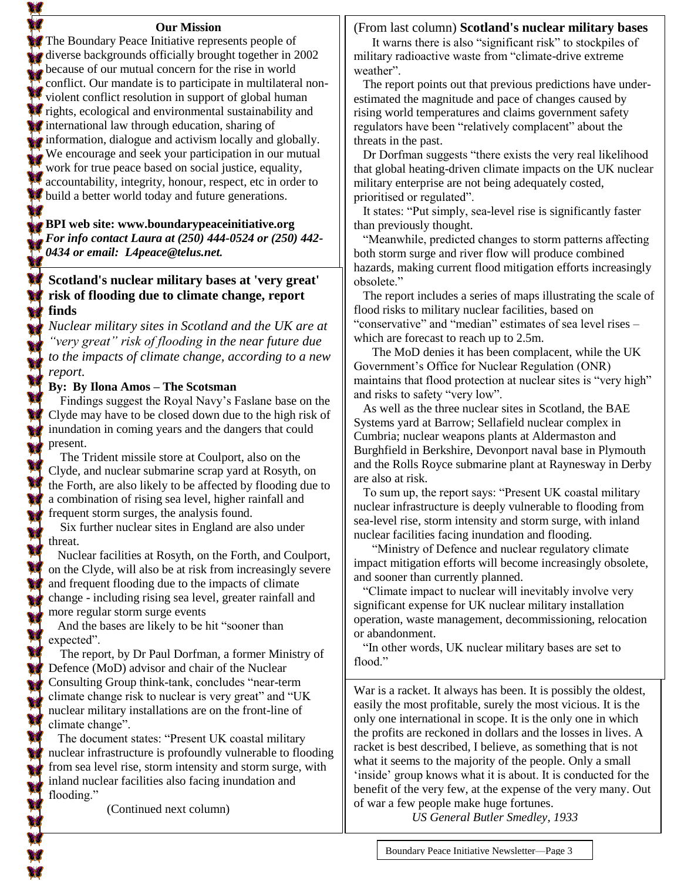## Our Mission

The Boundary Peace Initiative represents people of diverse backgrounds officially brought together in 2002 because of our mutual concern for the rise in world conflict. Our mandate is to participate in multilateral non-violent conflict resolution in support of global human rights, ecological and environmental sustainability and international law through education, sharing of information, dialogue and activism locally and globally. We encourage and seek your participation in our mutual work for true peace based on social justice, equality, accountability, integrity, honour, respect, etc in order to build a better world today and future generations.

**BPI web site: www.boundarypeaceinitiative.org**
***For info contact Laura at (250) 444-0524 or (250) 442-0434 or email: L4peace@telus.net.***

## Scotland's nuclear military bases at 'very great' risk of flooding due to climate change, report finds

*Nuclear military sites in Scotland and the UK are at "very great" risk of flooding in the near future due to the impacts of climate change, according to a new report.*

**By: By Ilona Amos – The Scotsman**

Findings suggest the Royal Navy's Faslane base on the Clyde may have to be closed down due to the high risk of inundation in coming years and the dangers that could present.

The Trident missile store at Coulport, also on the Clyde, and nuclear submarine scrap yard at Rosyth, on the Forth, are also likely to be affected by flooding due to a combination of rising sea level, higher rainfall and frequent storm surges, the analysis found.

Six further nuclear sites in England are also under threat.

Nuclear facilities at Rosyth, on the Forth, and Coulport, on the Clyde, will also be at risk from increasingly severe and frequent flooding due to the impacts of climate change - including rising sea level, greater rainfall and more regular storm surge events

And the bases are likely to be hit "sooner than expected".

The report, by Dr Paul Dorfman, a former Ministry of Defence (MoD) advisor and chair of the Nuclear Consulting Group think-tank, concludes "near-term climate change risk to nuclear is very great" and "UK nuclear military installations are on the front-line of climate change".

The document states: "Present UK coastal military nuclear infrastructure is profoundly vulnerable to flooding from sea level rise, storm intensity and storm surge, with inland nuclear facilities also facing inundation and flooding."

It warns there is also "significant risk" to stockpiles of military radioactive waste from "climate-drive extreme weather".

The report points out that previous predictions have under-estimated the magnitude and pace of changes caused by rising world temperatures and claims government safety regulators have been "relatively complacent" about the threats in the past.

Dr Dorfman suggests "there exists the very real likelihood that global heating-driven climate impacts on the UK nuclear military enterprise are not being adequately costed, prioritised or regulated".

It states: "Put simply, sea-level rise is significantly faster than previously thought.

"Meanwhile, predicted changes to storm patterns affecting both storm surge and river flow will produce combined hazards, making current flood mitigation efforts increasingly obsolete."

The report includes a series of maps illustrating the scale of flood risks to military nuclear facilities, based on "conservative" and "median" estimates of sea level rises – which are forecast to reach up to 2.5m.

The MoD denies it has been complacent, while the UK Government's Office for Nuclear Regulation (ONR) maintains that flood protection at nuclear sites is "very high" and risks to safety "very low".

As well as the three nuclear sites in Scotland, the BAE Systems yard at Barrow; Sellafield nuclear complex in Cumbria; nuclear weapons plants at Aldermaston and Burghfield in Berkshire, Devonport naval base in Plymouth and the Rolls Royce submarine plant at Raynesway in Derby are also at risk.

To sum up, the report says: "Present UK coastal military nuclear infrastructure is deeply vulnerable to flooding from sea-level rise, storm intensity and storm surge, with inland nuclear facilities facing inundation and flooding.

"Ministry of Defence and nuclear regulatory climate impact mitigation efforts will become increasingly obsolete, and sooner than currently planned.

"Climate impact to nuclear will inevitably involve very significant expense for UK nuclear military installation operation, waste management, decommissioning, relocation or abandonment.

"In other words, UK nuclear military bases are set to flood."

---

War is a racket. It always has been. It is possibly the oldest, easily the most profitable, surely the most vicious. It is the only one international in scope. It is the only one in which the profits are reckoned in dollars and the losses in lives. A racket is best described, I believe, as something that is not what it seems to the majority of the people. Only a small 'inside' group knows what it is about. It is conducted for the benefit of the very few, at the expense of the very many. Out of war a few people make huge fortunes.

*US General Butler Smedley, 1933*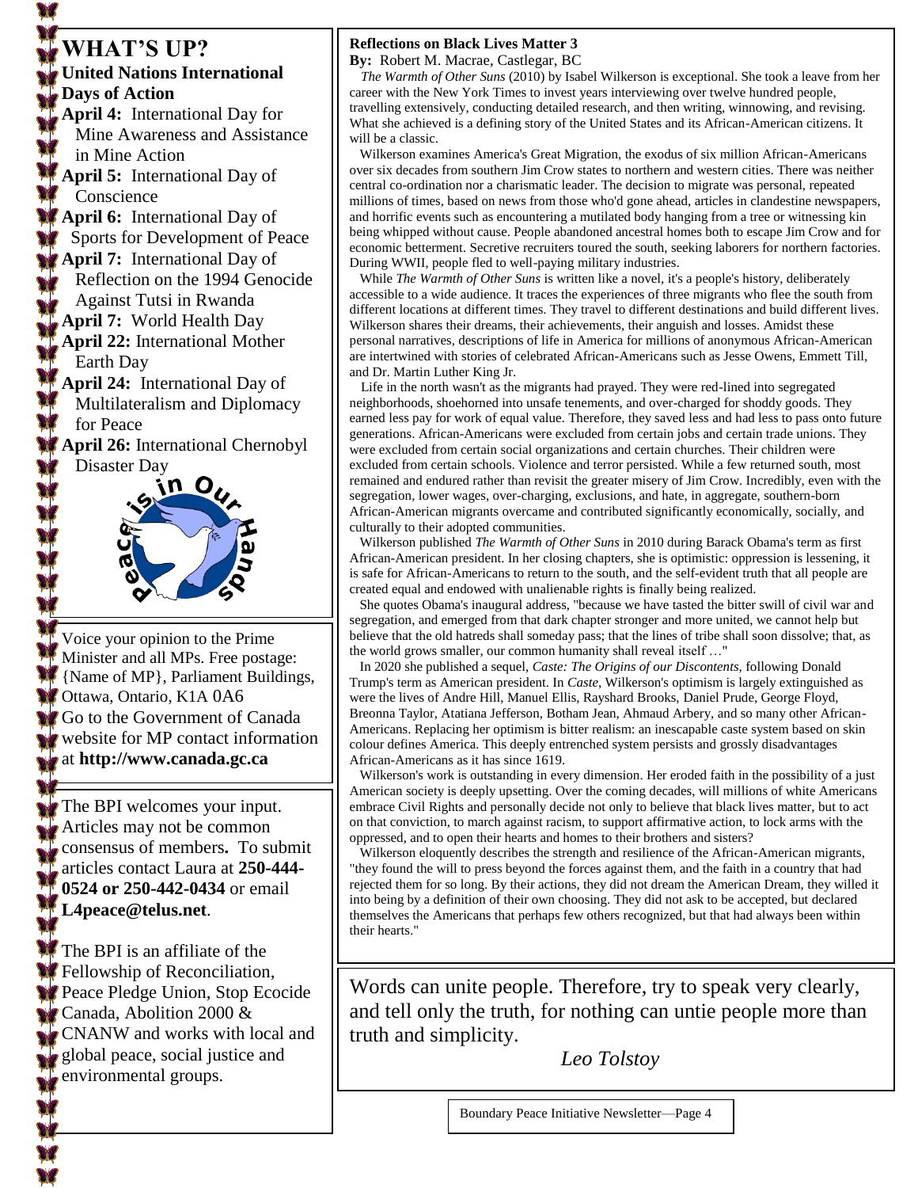# WHAT'S UP?

## United Nations International Days of Action

**April 4:** International Day for Mine Awareness and Assistance in Mine Action

**April 5:** International Day of Conscience

**April 6:** International Day of Sports for Development of Peace

**April 7:** International Day of Reflection on the 1994 Genocide Against Tutsi in Rwanda

**April 7:** World Health Day

**April 22:** International Mother Earth Day

**April 24:** International Day of Multilateralism and Diplomacy for Peace

**April 26:** International Chernobyl Disaster Day

Peace is in Our Hands

Voice your opinion to the Prime Minister and all MPs. Free postage: {Name of MP}, Parliament Buildings, Ottawa, Ontario, K1A 0A6

Go to the Government of Canada website for MP contact information at **http://www.canada.gc.ca**

The BPI welcomes your input. Articles may not be common consensus of members**.** To submit articles contact Laura at **250-444-0524 or 250-442-0434** or email **L4peace@telus.net**.

The BPI is an affiliate of the Fellowship of Reconciliation, Peace Pledge Union, Stop Ecocide Canada, Abolition 2000 & CNANW and works with local and global peace, social justice and environmental groups.

### Reflections on Black Lives Matter 3

**By:** Robert M. Macrae, Castlegar, BC

*The Warmth of Other Suns* (2010) by Isabel Wilkerson is exceptional. She took a leave from her career with the New York Times to invest years interviewing over twelve hundred people, travelling extensively, conducting detailed research, and then writing, winnowing, and revising. What she achieved is a defining story of the United States and its African-American citizens. It will be a classic.

Wilkerson examines America's Great Migration, the exodus of six million African-Americans over six decades from southern Jim Crow states to northern and western cities. There was neither central co-ordination nor a charismatic leader. The decision to migrate was personal, repeated millions of times, based on news from those who'd gone ahead, articles in clandestine newspapers, and horrific events such as encountering a mutilated body hanging from a tree or witnessing kin being whipped without cause. People abandoned ancestral homes both to escape Jim Crow and for economic betterment. Secretive recruiters toured the south, seeking laborers for northern factories. During WWII, people fled to well-paying military industries.

While *The Warmth of Other Suns* is written like a novel, it's a people's history, deliberately accessible to a wide audience. It traces the experiences of three migrants who flee the south from different locations at different times. They travel to different destinations and build different lives. Wilkerson shares their dreams, their achievements, their anguish and losses. Amidst these personal narratives, descriptions of life in America for millions of anonymous African-American are intertwined with stories of celebrated African-Americans such as Jesse Owens, Emmett Till, and Dr. Martin Luther King Jr.

Life in the north wasn't as the migrants had prayed. They were red-lined into segregated neighborhoods, shoehorned into unsafe tenements, and over-charged for shoddy goods. They earned less pay for work of equal value. Therefore, they saved less and had less to pass onto future generations. African-Americans were excluded from certain jobs and certain trade unions. They were excluded from certain social organizations and certain churches. Their children were excluded from certain schools. Violence and terror persisted. While a few returned south, most remained and endured rather than revisit the greater misery of Jim Crow. Incredibly, even with the segregation, lower wages, over-charging, exclusions, and hate, in aggregate, southern-born African-American migrants overcame and contributed significantly economically, socially, and culturally to their adopted communities.

Wilkerson published *The Warmth of Other Suns* in 2010 during Barack Obama's term as first African-American president. In her closing chapters, she is optimistic: oppression is lessening, it is safe for African-Americans to return to the south, and the self-evident truth that all people are created equal and endowed with unalienable rights is finally being realized.

She quotes Obama's inaugural address, "because we have tasted the bitter swill of civil war and segregation, and emerged from that dark chapter stronger and more united, we cannot help but believe that the old hatreds shall someday pass; that the lines of tribe shall soon dissolve; that, as the world grows smaller, our common humanity shall reveal itself …"

In 2020 she published a sequel, *Caste: The Origins of our Discontents,* following Donald Trump's term as American president. In *Caste*, Wilkerson's optimism is largely extinguished as were the lives of Andre Hill, Manuel Ellis, Rayshard Brooks, Daniel Prude, George Floyd, Breonna Taylor, Atatiana Jefferson, Botham Jean, Ahmaud Arbery, and so many other African-Americans. Replacing her optimism is bitter realism: an inescapable caste system based on skin colour defines America. This deeply entrenched system persists and grossly disadvantages African-Americans as it has since 1619.

Wilkerson's work is outstanding in every dimension. Her eroded faith in the possibility of a just American society is deeply upsetting. Over the coming decades, will millions of white Americans embrace Civil Rights and personally decide not only to believe that black lives matter, but to act on that conviction, to march against racism, to support affirmative action, to lock arms with the oppressed, and to open their hearts and homes to their brothers and sisters?

Wilkerson eloquently describes the strength and resilience of the African-American migrants, "they found the will to press beyond the forces against them, and the faith in a country that had rejected them for so long. By their actions, they did not dream the American Dream, they willed it into being by a definition of their own choosing. They did not ask to be accepted, but declared themselves the Americans that perhaps few others recognized, but that had always been within their hearts."

Words can unite people. Therefore, try to speak very clearly, and tell only the truth, for nothing can untie people more than truth and simplicity.

*Leo Tolstoy*